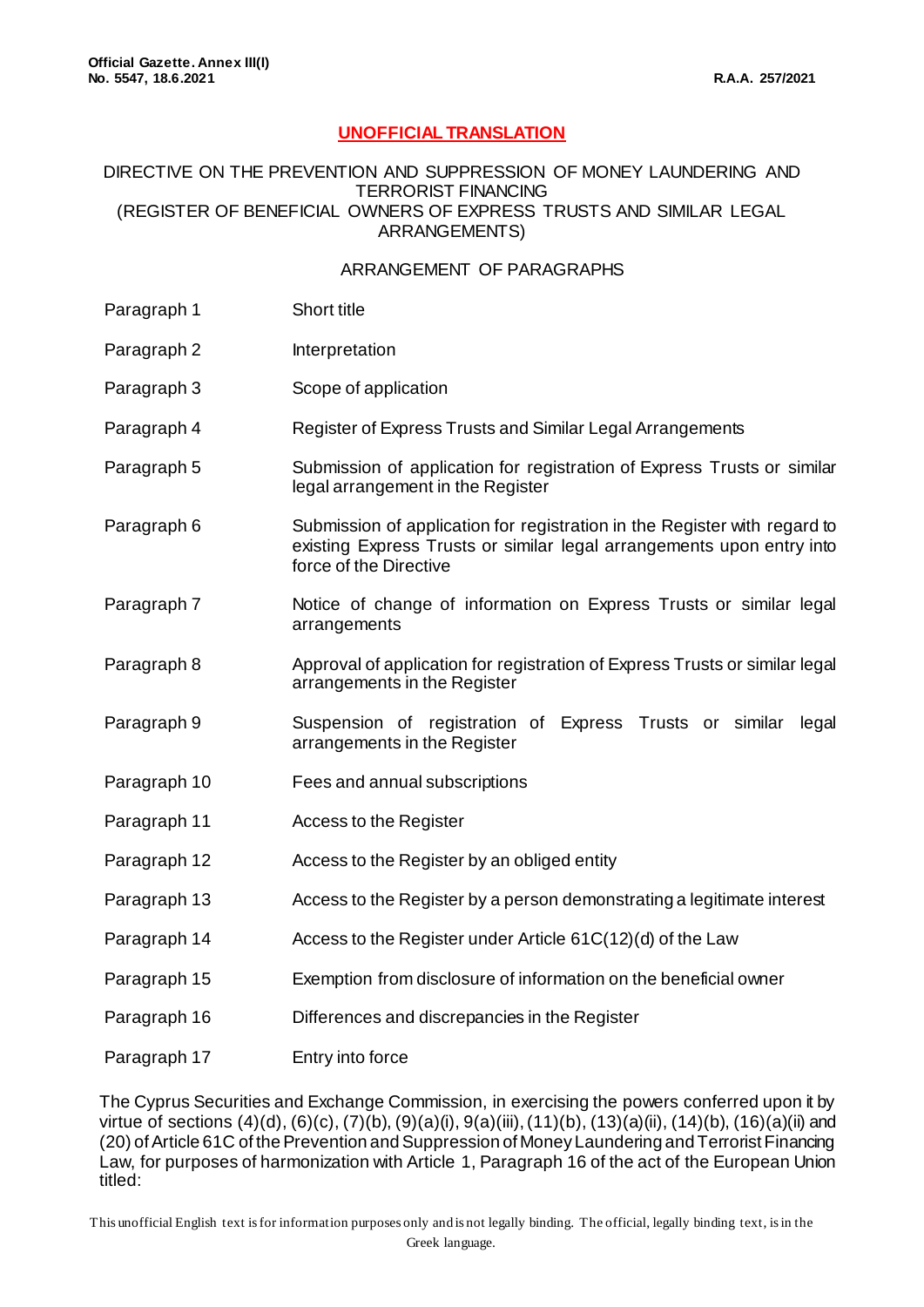**Official Gazette. Annex III(I)**
**No. 5547, 18.6.2021** **R.A.A. 257/2021**

**UNOFFICIAL TRANSLATION**

DIRECTIVE ON THE PREVENTION AND SUPPRESSION OF MONEY LAUNDERING AND TERRORIST FINANCING
(REGISTER OF BENEFICIAL OWNERS OF EXPRESS TRUSTS AND SIMILAR LEGAL ARRANGEMENTS)

ARRANGEMENT OF PARAGRAPHS

| | |
|---|---|
| Paragraph 1 | Short title |
| Paragraph 2 | Interpretation |
| Paragraph 3 | Scope of application |
| Paragraph 4 | Register of Express Trusts and Similar Legal Arrangements |
| Paragraph 5 | Submission of application for registration of Express Trusts or similar legal arrangement in the Register |
| Paragraph 6 | Submission of application for registration in the Register with regard to existing Express Trusts or similar legal arrangements upon entry into force of the Directive |
| Paragraph 7 | Notice of change of information on Express Trusts or similar legal arrangements |
| Paragraph 8 | Approval of application for registration of Express Trusts or similar legal arrangements in the Register |
| Paragraph 9 | Suspension of registration of Express Trusts or similar legal arrangements in the Register |
| Paragraph 10 | Fees and annual subscriptions |
| Paragraph 11 | Access to the Register |
| Paragraph 12 | Access to the Register by an obliged entity |
| Paragraph 13 | Access to the Register by a person demonstrating a legitimate interest |
| Paragraph 14 | Access to the Register under Article 61C(12)(d) of the Law |
| Paragraph 15 | Exemption from disclosure of information on the beneficial owner |
| Paragraph 16 | Differences and discrepancies in the Register |
| Paragraph 17 | Entry into force |

The Cyprus Securities and Exchange Commission, in exercising the powers conferred upon it by virtue of sections (4)(d), (6)(c), (7)(b), (9)(a)(i), 9(a)(iii), (11)(b), (13)(a)(ii), (14)(b), (16)(a)(ii) and (20) of Article 61C of the Prevention and Suppression of Money Laundering and Terrorist Financing Law, for purposes of harmonization with Article 1, Paragraph 16 of the act of the European Union titled:

This unofficial English text is for information purposes only and is not legally binding. The official, legally binding text, is in the Greek language.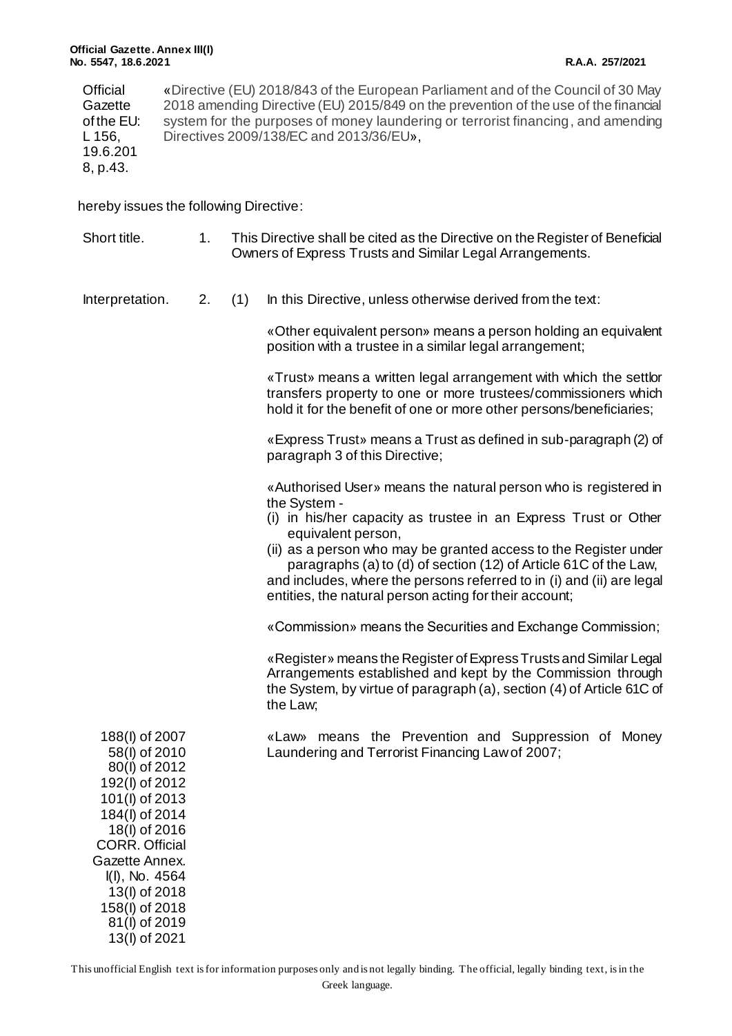Official Gazette of the EU: L 156, 19.6.2018, p.43.

«Directive (EU) 2018/843 of the European Parliament and of the Council of 30 May 2018 amending Directive (EU) 2015/849 on the prevention of the use of the financial system for the purposes of money laundering or terrorist financing, and amending Directives 2009/138/EC and 2013/36/EU»,

hereby issues the following Directive:

Short title.

1. This Directive shall be cited as the Directive on the Register of Beneficial Owners of Express Trusts and Similar Legal Arrangements.

Interpretation.

2. (1) In this Directive, unless otherwise derived from the text:

«Other equivalent person» means a person holding an equivalent position with a trustee in a similar legal arrangement;

«Trust» means a written legal arrangement with which the settlor transfers property to one or more trustees/commissioners which hold it for the benefit of one or more other persons/beneficiaries;

«Express Trust» means a Trust as defined in sub-paragraph (2) of paragraph 3 of this Directive;

«Authorised User» means the natural person who is registered in the System -

(i) in his/her capacity as trustee in an Express Trust or Other equivalent person,
(ii) as a person who may be granted access to the Register under paragraphs (a) to (d) of section (12) of Article 61C of the Law,

and includes, where the persons referred to in (i) and (ii) are legal entities, the natural person acting for their account;

«Commission» means the Securities and Exchange Commission;

«Register» means the Register of Express Trusts and Similar Legal Arrangements established and kept by the Commission through the System, by virtue of paragraph (a), section (4) of Article 61C of the Law;

188(I) of 2007
58(I) of 2010
80(I) of 2012
192(I) of 2012
101(I) of 2013
184(I) of 2014
18(I) of 2016
CORR. Official Gazette Annex. I(I), No. 4564
13(I) of 2018
158(I) of 2018
81(I) of 2019
13(I) of 2021

«Law» means the Prevention and Suppression of Money Laundering and Terrorist Financing Law of 2007;

This unofficial English text is for information purposes only and is not legally binding. The official, legally binding text, is in the Greek language.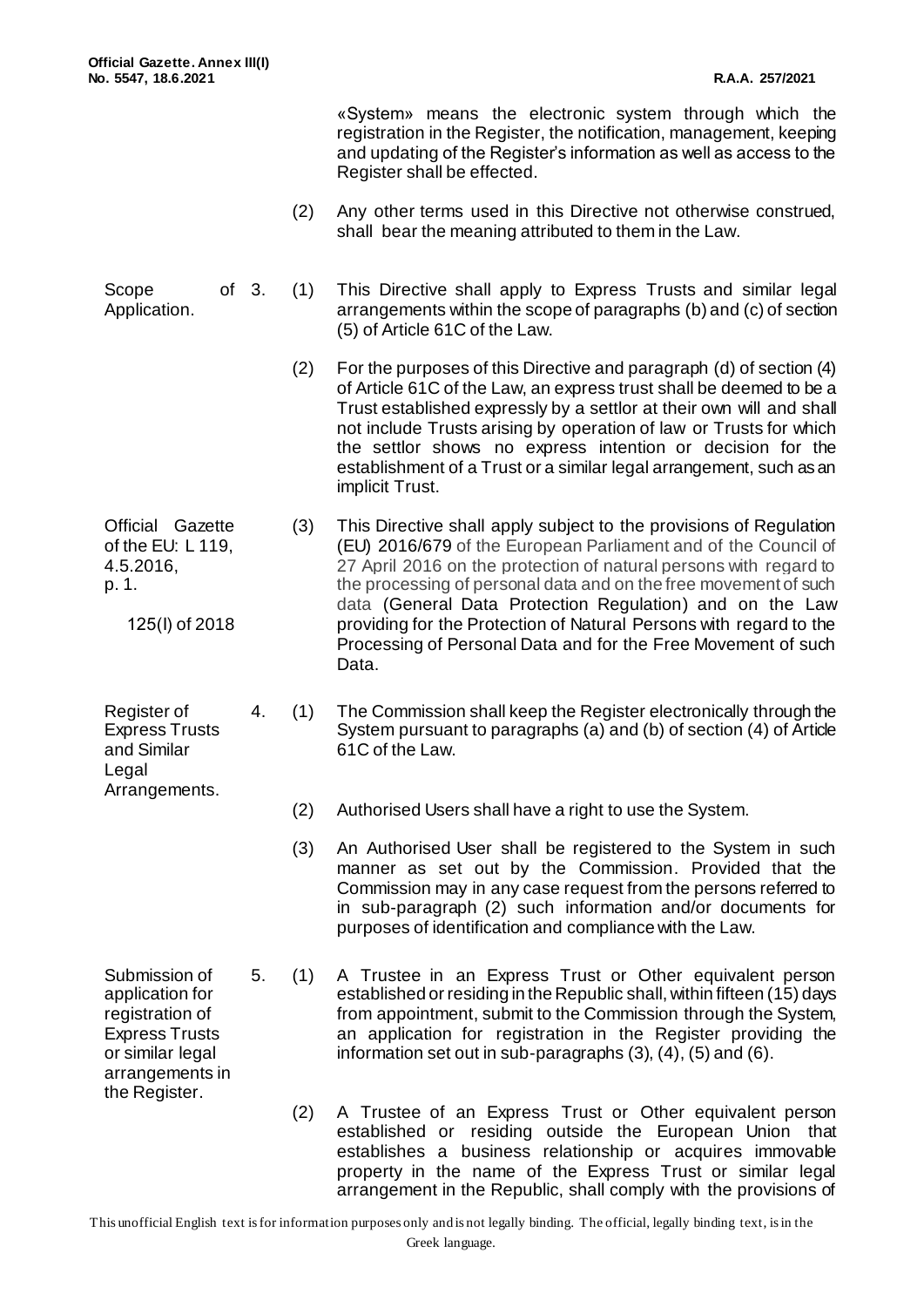«System» means the electronic system through which the registration in the Register, the notification, management, keeping and updating of the Register's information as well as access to the Register shall be effected.

(2) Any other terms used in this Directive not otherwise construed, shall bear the meaning attributed to them in the Law.

**Scope of Application.**

3. (1) This Directive shall apply to Express Trusts and similar legal arrangements within the scope of paragraphs (b) and (c) of section (5) of Article 61C of the Law.

(2) For the purposes of this Directive and paragraph (d) of section (4) of Article 61C of the Law, an express trust shall be deemed to be a Trust established expressly by a settlor at their own will and shall not include Trusts arising by operation of law or Trusts for which the settlor shows no express intention or decision for the establishment of a Trust or a similar legal arrangement, such as an implicit Trust.

Official Gazette of the EU: L 119, 4.5.2016, p. 1.

125(I) of 2018

(3) This Directive shall apply subject to the provisions of Regulation (EU) 2016/679 of the European Parliament and of the Council of 27 April 2016 on the protection of natural persons with regard to the processing of personal data and on the free movement of such data (General Data Protection Regulation) and on the Law providing for the Protection of Natural Persons with regard to the Processing of Personal Data and for the Free Movement of such Data.

**Register of Express Trusts and Similar Legal Arrangements.**

4. (1) The Commission shall keep the Register electronically through the System pursuant to paragraphs (a) and (b) of section (4) of Article 61C of the Law.

(2) Authorised Users shall have a right to use the System.

(3) An Authorised User shall be registered to the System in such manner as set out by the Commission. Provided that the Commission may in any case request from the persons referred to in sub-paragraph (2) such information and/or documents for purposes of identification and compliance with the Law.

**Submission of application for registration of Express Trusts or similar legal arrangements in the Register.**

5. (1) A Trustee in an Express Trust or Other equivalent person established or residing in the Republic shall, within fifteen (15) days from appointment, submit to the Commission through the System, an application for registration in the Register providing the information set out in sub-paragraphs (3), (4), (5) and (6).

(2) A Trustee of an Express Trust or Other equivalent person established or residing outside the European Union that establishes a business relationship or acquires immovable property in the name of the Express Trust or similar legal arrangement in the Republic, shall comply with the provisions of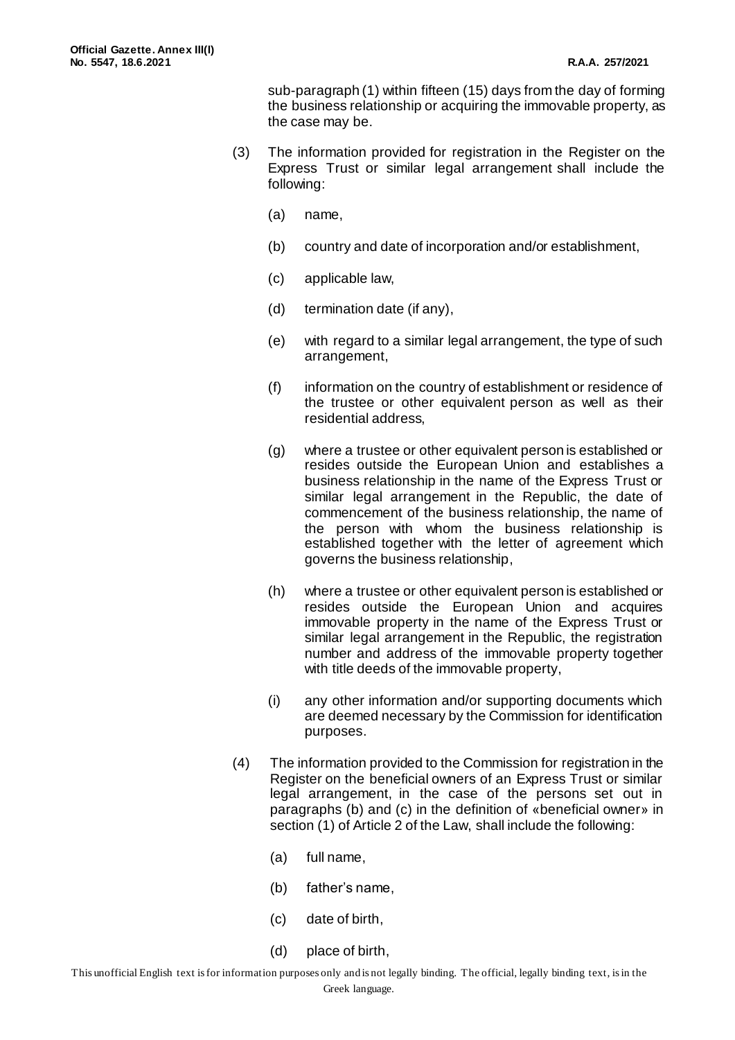sub-paragraph (1) within fifteen (15) days from the day of forming the business relationship or acquiring the immovable property, as the case may be.

(3) The information provided for registration in the Register on the Express Trust or similar legal arrangement shall include the following:

(a) name,

(b) country and date of incorporation and/or establishment,

(c) applicable law,

(d) termination date (if any),

(e) with regard to a similar legal arrangement, the type of such arrangement,

(f) information on the country of establishment or residence of the trustee or other equivalent person as well as their residential address,

(g) where a trustee or other equivalent person is established or resides outside the European Union and establishes a business relationship in the name of the Express Trust or similar legal arrangement in the Republic, the date of commencement of the business relationship, the name of the person with whom the business relationship is established together with the letter of agreement which governs the business relationship,

(h) where a trustee or other equivalent person is established or resides outside the European Union and acquires immovable property in the name of the Express Trust or similar legal arrangement in the Republic, the registration number and address of the immovable property together with title deeds of the immovable property,

(i) any other information and/or supporting documents which are deemed necessary by the Commission for identification purposes.

(4) The information provided to the Commission for registration in the Register on the beneficial owners of an Express Trust or similar legal arrangement, in the case of the persons set out in paragraphs (b) and (c) in the definition of «beneficial owner» in section (1) of Article 2 of the Law, shall include the following:

(a) full name,

(b) father's name,

(c) date of birth,

(d) place of birth,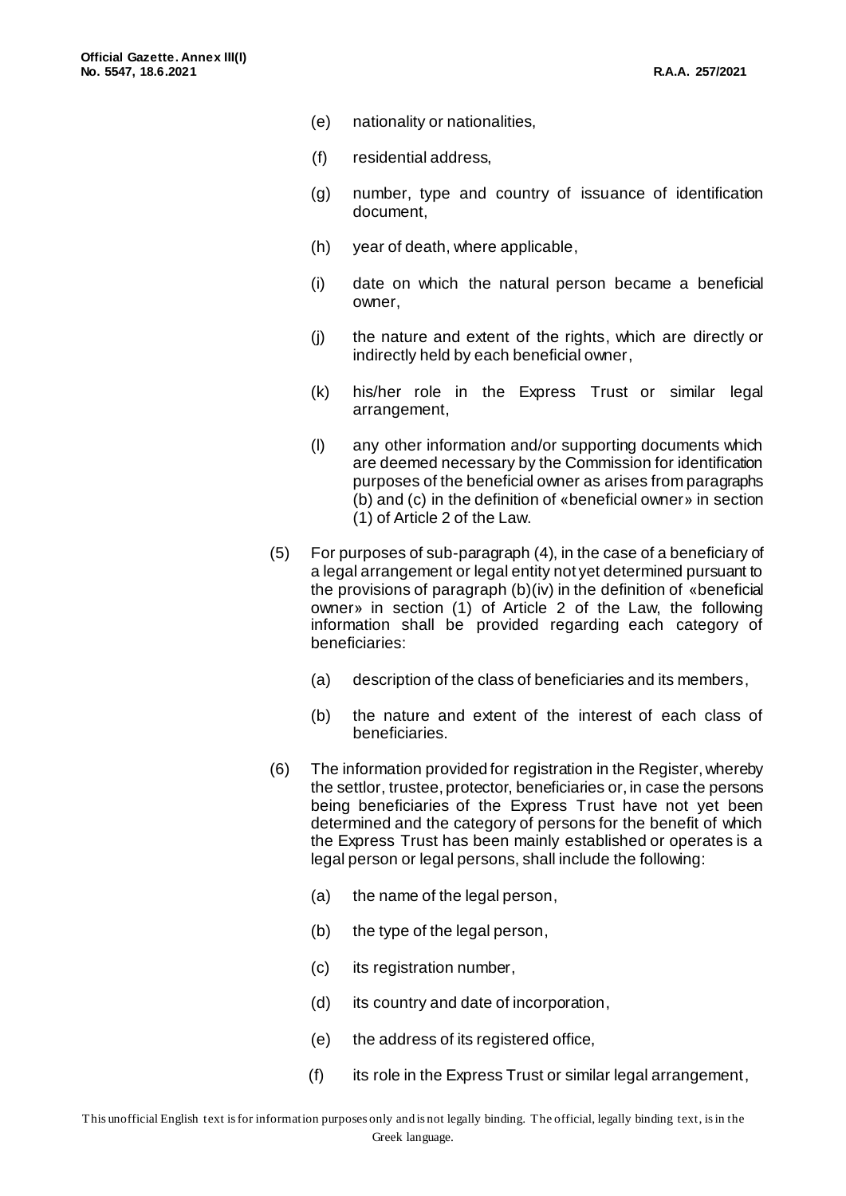(e) nationality or nationalities,

(f) residential address,

(g) number, type and country of issuance of identification document,

(h) year of death, where applicable,

(i) date on which the natural person became a beneficial owner,

(j) the nature and extent of the rights, which are directly or indirectly held by each beneficial owner,

(k) his/her role in the Express Trust or similar legal arrangement,

(l) any other information and/or supporting documents which are deemed necessary by the Commission for identification purposes of the beneficial owner as arises from paragraphs (b) and (c) in the definition of «beneficial owner» in section (1) of Article 2 of the Law.

(5) For purposes of sub-paragraph (4), in the case of a beneficiary of a legal arrangement or legal entity not yet determined pursuant to the provisions of paragraph (b)(iv) in the definition of «beneficial owner» in section (1) of Article 2 of the Law, the following information shall be provided regarding each category of beneficiaries:

(a) description of the class of beneficiaries and its members,

(b) the nature and extent of the interest of each class of beneficiaries.

(6) The information provided for registration in the Register, whereby the settlor, trustee, protector, beneficiaries or, in case the persons being beneficiaries of the Express Trust have not yet been determined and the category of persons for the benefit of which the Express Trust has been mainly established or operates is a legal person or legal persons, shall include the following:

(a) the name of the legal person,

(b) the type of the legal person,

(c) its registration number,

(d) its country and date of incorporation,

(e) the address of its registered office,

(f) its role in the Express Trust or similar legal arrangement,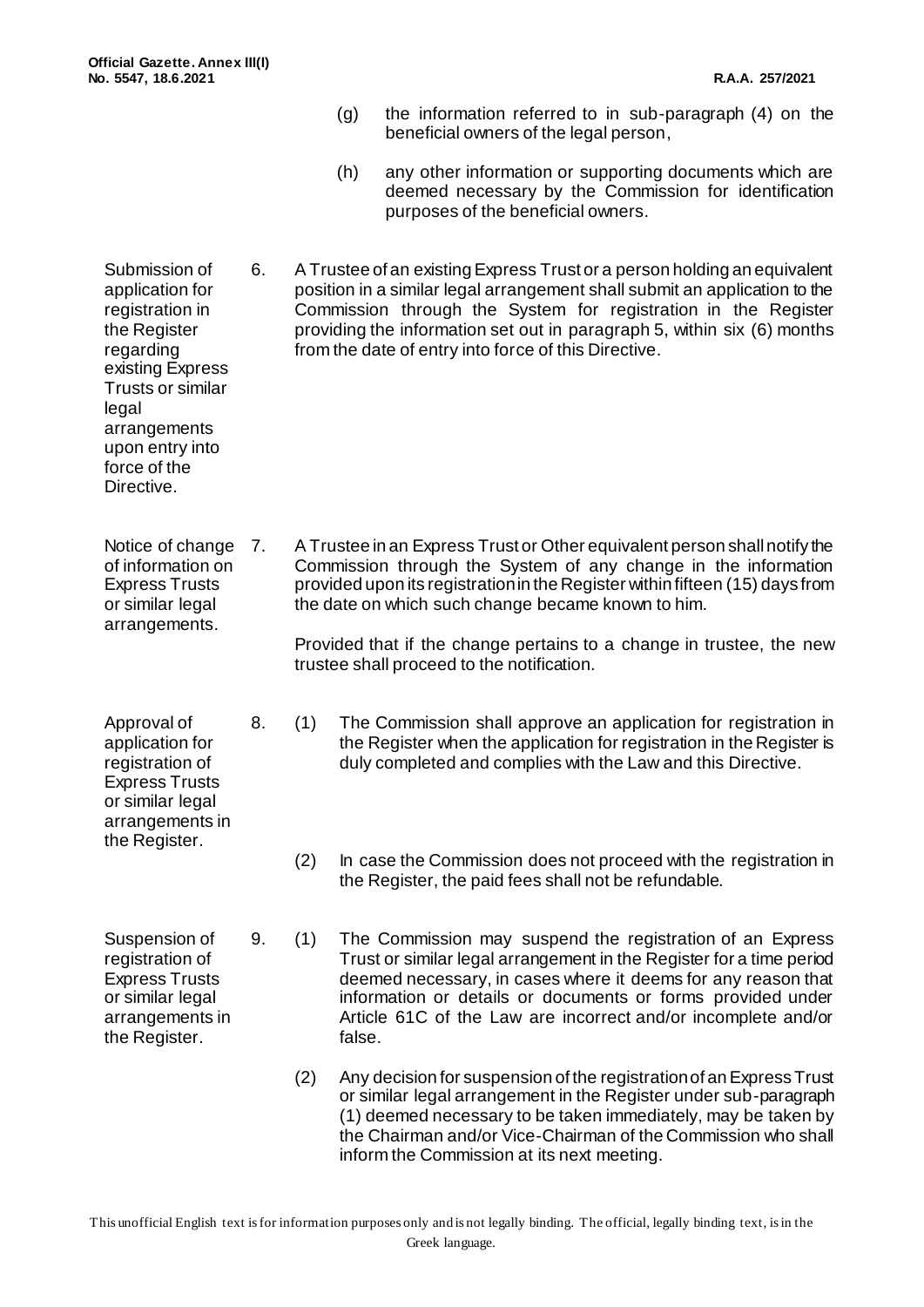(g) the information referred to in sub-paragraph (4) on the beneficial owners of the legal person,

(h) any other information or supporting documents which are deemed necessary by the Commission for identification purposes of the beneficial owners.

*Submission of application for registration in the Register regarding existing Express Trusts or similar legal arrangements upon entry into force of the Directive.*

6. A Trustee of an existing Express Trust or a person holding an equivalent position in a similar legal arrangement shall submit an application to the Commission through the System for registration in the Register providing the information set out in paragraph 5, within six (6) months from the date of entry into force of this Directive.

*Notice of change of information on Express Trusts or similar legal arrangements.*

7. A Trustee in an Express Trust or Other equivalent person shall notify the Commission through the System of any change in the information provided upon its registration in the Register within fifteen (15) days from the date on which such change became known to him.

Provided that if the change pertains to a change in trustee, the new trustee shall proceed to the notification.

*Approval of application for registration of Express Trusts or similar legal arrangements in the Register.*

8. (1) The Commission shall approve an application for registration in the Register when the application for registration in the Register is duly completed and complies with the Law and this Directive.

(2) In case the Commission does not proceed with the registration in the Register, the paid fees shall not be refundable.

*Suspension of registration of Express Trusts or similar legal arrangements in the Register.*

9. (1) The Commission may suspend the registration of an Express Trust or similar legal arrangement in the Register for a time period deemed necessary, in cases where it deems for any reason that information or details or documents or forms provided under Article 61C of the Law are incorrect and/or incomplete and/or false.

(2) Any decision for suspension of the registration of an Express Trust or similar legal arrangement in the Register under sub-paragraph (1) deemed necessary to be taken immediately, may be taken by the Chairman and/or Vice-Chairman of the Commission who shall inform the Commission at its next meeting.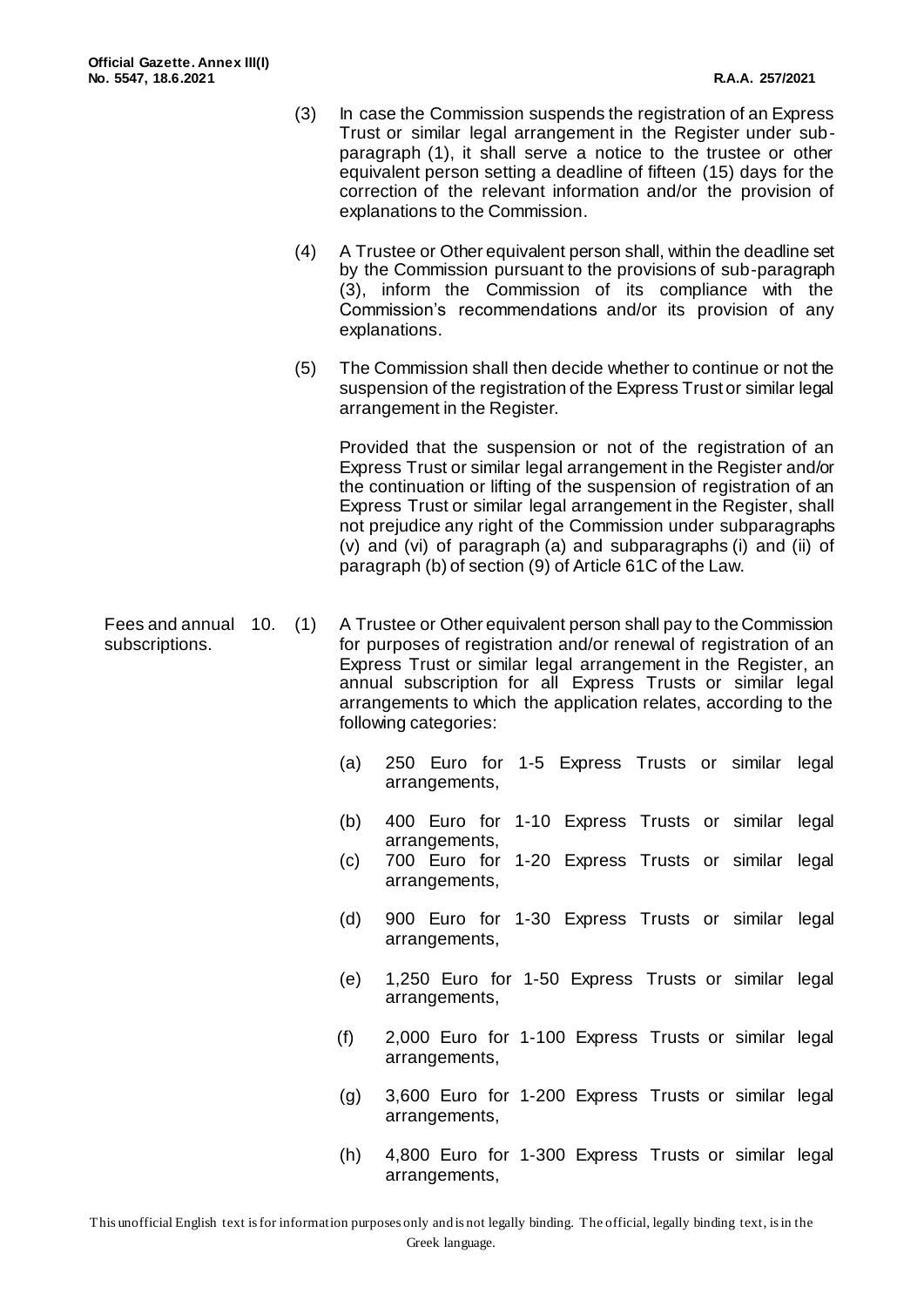(3) In case the Commission suspends the registration of an Express Trust or similar legal arrangement in the Register under sub-paragraph (1), it shall serve a notice to the trustee or other equivalent person setting a deadline of fifteen (15) days for the correction of the relevant information and/or the provision of explanations to the Commission.

(4) A Trustee or Other equivalent person shall, within the deadline set by the Commission pursuant to the provisions of sub-paragraph (3), inform the Commission of its compliance with the Commission's recommendations and/or its provision of any explanations.

(5) The Commission shall then decide whether to continue or not the suspension of the registration of the Express Trust or similar legal arrangement in the Register.

Provided that the suspension or not of the registration of an Express Trust or similar legal arrangement in the Register and/or the continuation or lifting of the suspension of registration of an Express Trust or similar legal arrangement in the Register, shall not prejudice any right of the Commission under subparagraphs (v) and (vi) of paragraph (a) and subparagraphs (i) and (ii) of paragraph (b) of section (9) of Article 61C of the Law.

Fees and annual subscriptions.

10. (1) A Trustee or Other equivalent person shall pay to the Commission for purposes of registration and/or renewal of registration of an Express Trust or similar legal arrangement in the Register, an annual subscription for all Express Trusts or similar legal arrangements to which the application relates, according to the following categories:

(a) 250 Euro for 1-5 Express Trusts or similar legal arrangements,

(b) 400 Euro for 1-10 Express Trusts or similar legal arrangements,

(c) 700 Euro for 1-20 Express Trusts or similar legal arrangements,

(d) 900 Euro for 1-30 Express Trusts or similar legal arrangements,

(e) 1,250 Euro for 1-50 Express Trusts or similar legal arrangements,

(f) 2,000 Euro for 1-100 Express Trusts or similar legal arrangements,

(g) 3,600 Euro for 1-200 Express Trusts or similar legal arrangements,

(h) 4,800 Euro for 1-300 Express Trusts or similar legal arrangements,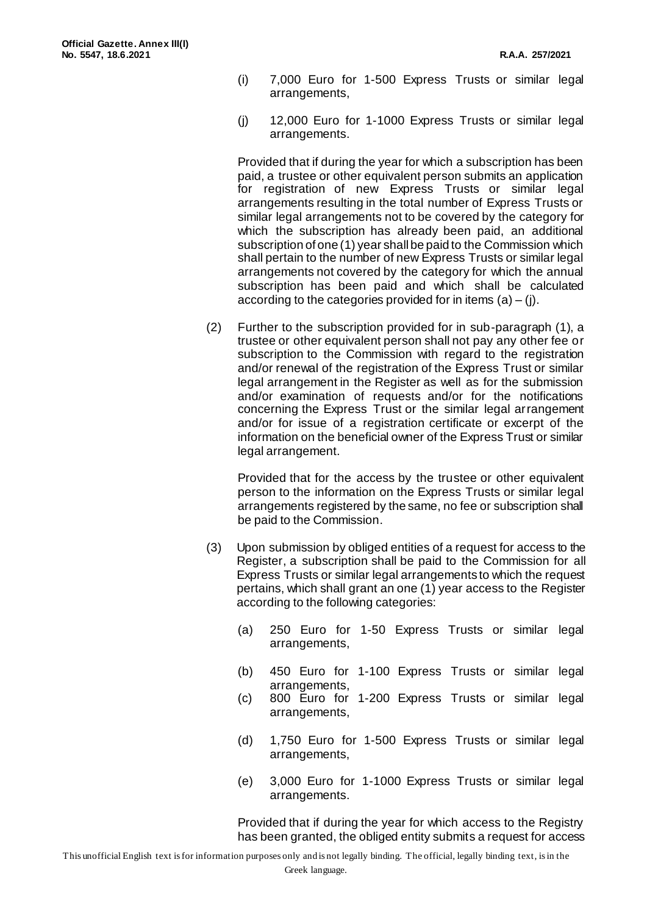(i) 7,000 Euro for 1-500 Express Trusts or similar legal arrangements,

(j) 12,000 Euro for 1-1000 Express Trusts or similar legal arrangements.

Provided that if during the year for which a subscription has been paid, a trustee or other equivalent person submits an application for registration of new Express Trusts or similar legal arrangements resulting in the total number of Express Trusts or similar legal arrangements not to be covered by the category for which the subscription has already been paid, an additional subscription of one (1) year shall be paid to the Commission which shall pertain to the number of new Express Trusts or similar legal arrangements not covered by the category for which the annual subscription has been paid and which shall be calculated according to the categories provided for in items (a) – (j).

(2) Further to the subscription provided for in sub-paragraph (1), a trustee or other equivalent person shall not pay any other fee or subscription to the Commission with regard to the registration and/or renewal of the registration of the Express Trust or similar legal arrangement in the Register as well as for the submission and/or examination of requests and/or for the notifications concerning the Express Trust or the similar legal arrangement and/or for issue of a registration certificate or excerpt of the information on the beneficial owner of the Express Trust or similar legal arrangement.

Provided that for the access by the trustee or other equivalent person to the information on the Express Trusts or similar legal arrangements registered by the same, no fee or subscription shall be paid to the Commission.

(3) Upon submission by obliged entities of a request for access to the Register, a subscription shall be paid to the Commission for all Express Trusts or similar legal arrangements to which the request pertains, which shall grant an one (1) year access to the Register according to the following categories:

(a) 250 Euro for 1-50 Express Trusts or similar legal arrangements,

(b) 450 Euro for 1-100 Express Trusts or similar legal arrangements,

(c) 800 Euro for 1-200 Express Trusts or similar legal arrangements,

(d) 1,750 Euro for 1-500 Express Trusts or similar legal arrangements,

(e) 3,000 Euro for 1-1000 Express Trusts or similar legal arrangements.

Provided that if during the year for which access to the Registry has been granted, the obliged entity submits a request for access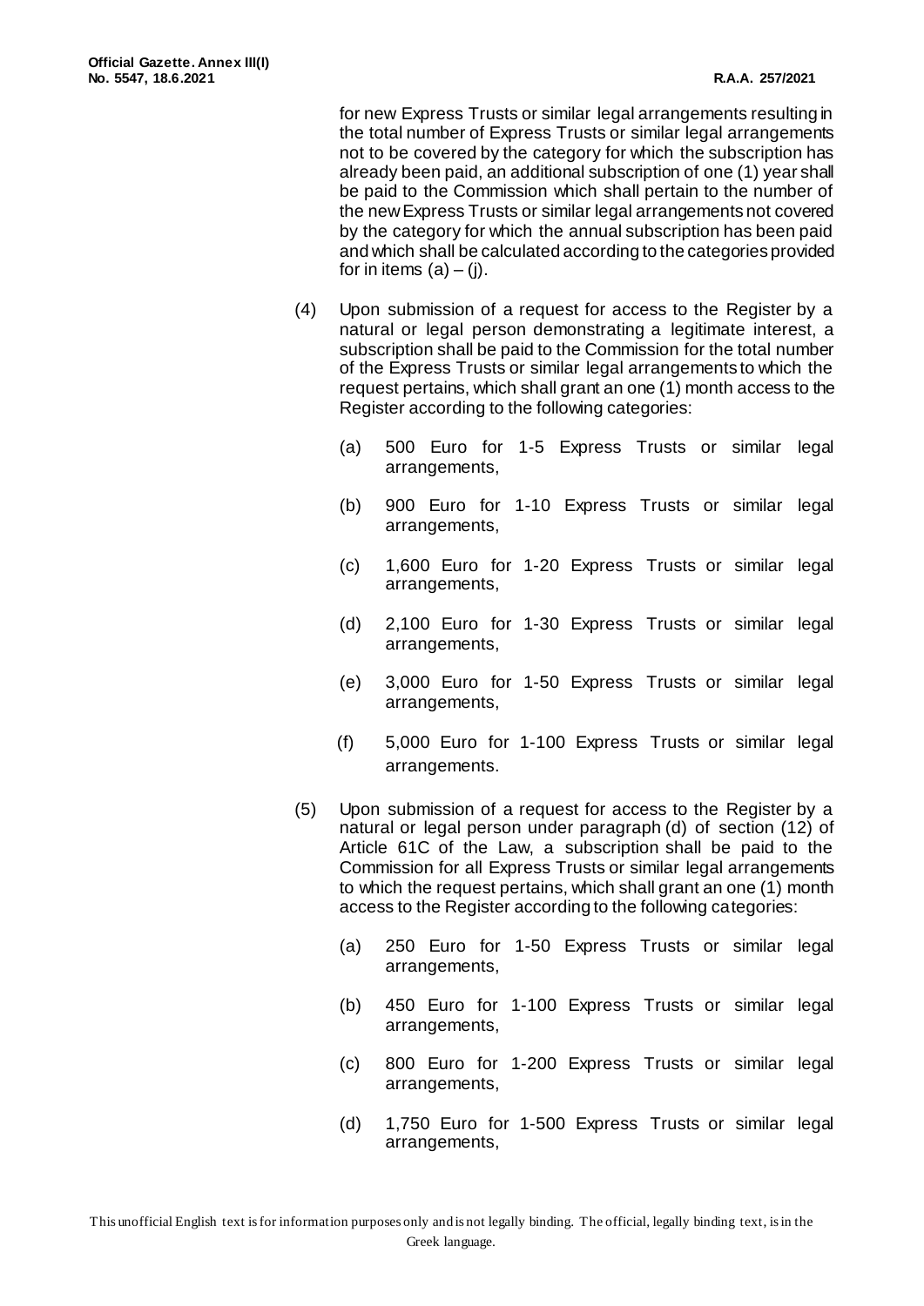for new Express Trusts or similar legal arrangements resulting in the total number of Express Trusts or similar legal arrangements not to be covered by the category for which the subscription has already been paid, an additional subscription of one (1) year shall be paid to the Commission which shall pertain to the number of the new Express Trusts or similar legal arrangements not covered by the category for which the annual subscription has been paid and which shall be calculated according to the categories provided for in items (a) – (j).

(4) Upon submission of a request for access to the Register by a natural or legal person demonstrating a legitimate interest, a subscription shall be paid to the Commission for the total number of the Express Trusts or similar legal arrangements to which the request pertains, which shall grant an one (1) month access to the Register according to the following categories:

(a) 500 Euro for 1-5 Express Trusts or similar legal arrangements,

(b) 900 Euro for 1-10 Express Trusts or similar legal arrangements,

(c) 1,600 Euro for 1-20 Express Trusts or similar legal arrangements,

(d) 2,100 Euro for 1-30 Express Trusts or similar legal arrangements,

(e) 3,000 Euro for 1-50 Express Trusts or similar legal arrangements,

(f) 5,000 Euro for 1-100 Express Trusts or similar legal arrangements.

(5) Upon submission of a request for access to the Register by a natural or legal person under paragraph (d) of section (12) of Article 61C of the Law, a subscription shall be paid to the Commission for all Express Trusts or similar legal arrangements to which the request pertains, which shall grant an one (1) month access to the Register according to the following categories:

(a) 250 Euro for 1-50 Express Trusts or similar legal arrangements,

(b) 450 Euro for 1-100 Express Trusts or similar legal arrangements,

(c) 800 Euro for 1-200 Express Trusts or similar legal arrangements,

(d) 1,750 Euro for 1-500 Express Trusts or similar legal arrangements,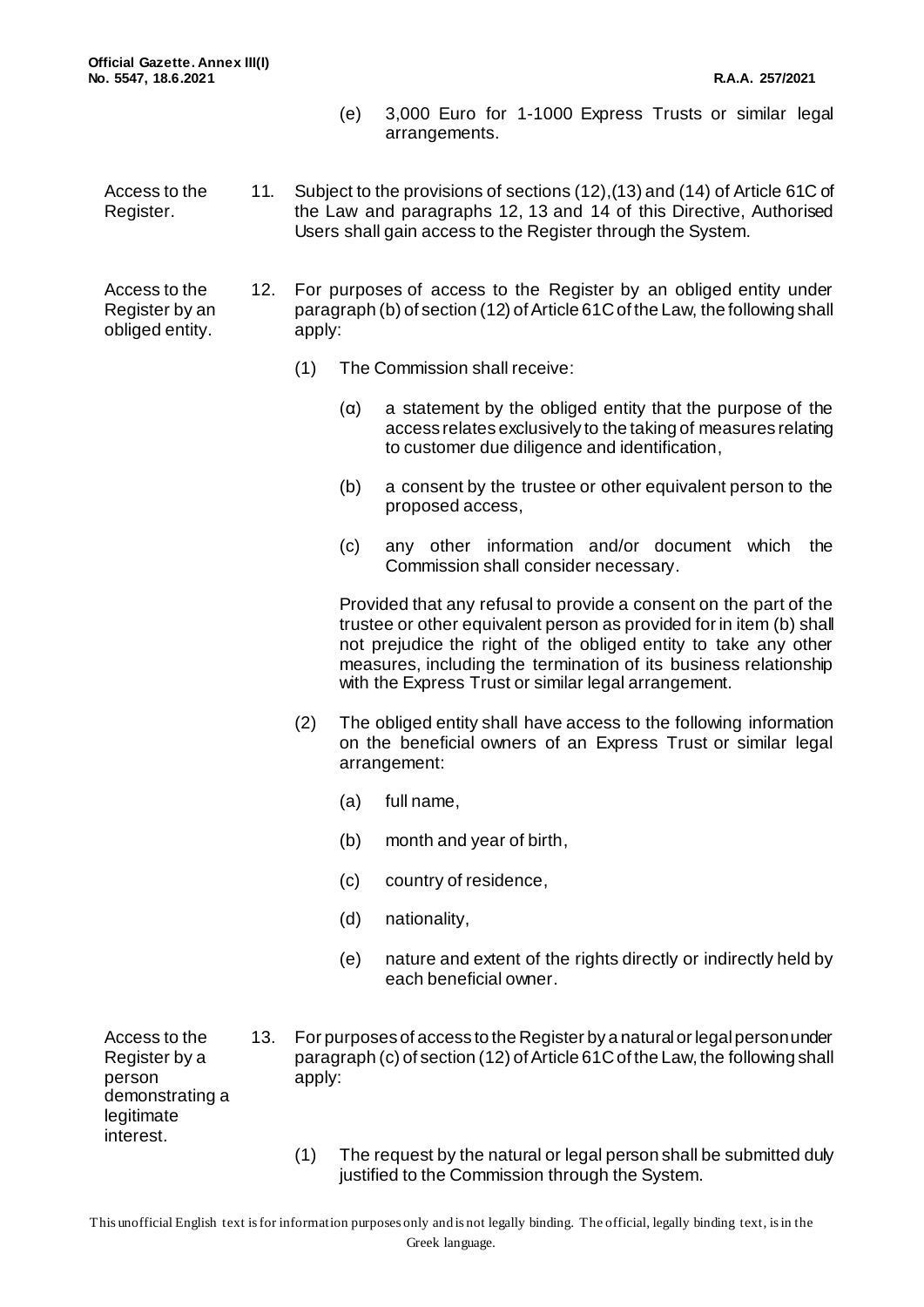(e) 3,000 Euro for 1-1000 Express Trusts or similar legal arrangements.

**Access to the Register.**

11. Subject to the provisions of sections (12),(13) and (14) of Article 61C of the Law and paragraphs 12, 13 and 14 of this Directive, Authorised Users shall gain access to the Register through the System.

**Access to the Register by an obliged entity.**

12. For purposes of access to the Register by an obliged entity under paragraph (b) of section (12) of Article 61C of the Law, the following shall apply:

   (1) The Commission shall receive:

      (α) a statement by the obliged entity that the purpose of the access relates exclusively to the taking of measures relating to customer due diligence and identification,

      (b) a consent by the trustee or other equivalent person to the proposed access,

      (c) any other information and/or document which the Commission shall consider necessary.

      Provided that any refusal to provide a consent on the part of the trustee or other equivalent person as provided for in item (b) shall not prejudice the right of the obliged entity to take any other measures, including the termination of its business relationship with the Express Trust or similar legal arrangement.

   (2) The obliged entity shall have access to the following information on the beneficial owners of an Express Trust or similar legal arrangement:

      (a) full name,

      (b) month and year of birth,

      (c) country of residence,

      (d) nationality,

      (e) nature and extent of the rights directly or indirectly held by each beneficial owner.

**Access to the Register by a person demonstrating a legitimate interest.**

13. For purposes of access to the Register by a natural or legal person under paragraph (c) of section (12) of Article 61C of the Law, the following shall apply:

   (1) The request by the natural or legal person shall be submitted duly justified to the Commission through the System.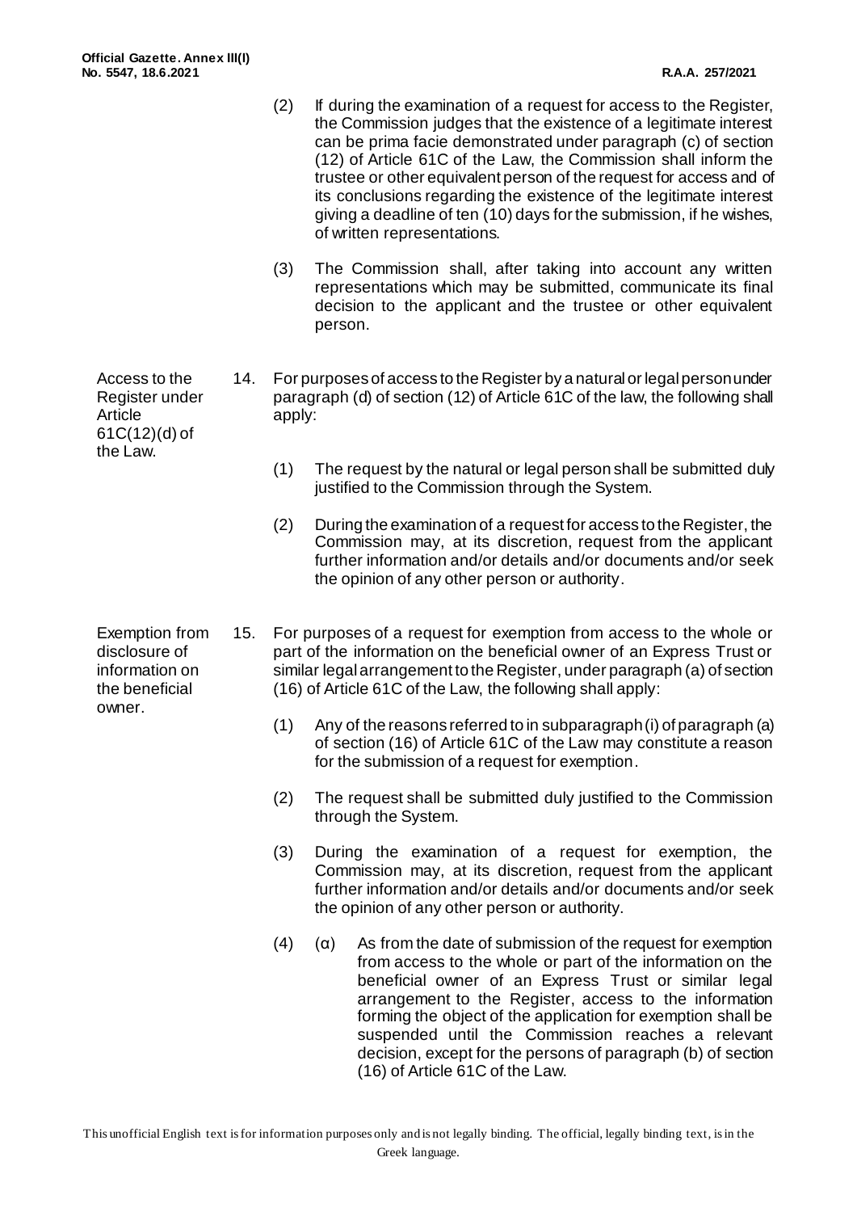(2) If during the examination of a request for access to the Register, the Commission judges that the existence of a legitimate interest can be prima facie demonstrated under paragraph (c) of section (12) of Article 61C of the Law, the Commission shall inform the trustee or other equivalent person of the request for access and of its conclusions regarding the existence of the legitimate interest giving a deadline of ten (10) days for the submission, if he wishes, of written representations.

(3) The Commission shall, after taking into account any written representations which may be submitted, communicate its final decision to the applicant and the trustee or other equivalent person.

*Access to the Register under Article 61C(12)(d) of the Law.*

14. For purposes of access to the Register by a natural or legal person under paragraph (d) of section (12) of Article 61C of the law, the following shall apply:

(1) The request by the natural or legal person shall be submitted duly justified to the Commission through the System.

(2) During the examination of a request for access to the Register, the Commission may, at its discretion, request from the applicant further information and/or details and/or documents and/or seek the opinion of any other person or authority.

*Exemption from disclosure of information on the beneficial owner.*

15. For purposes of a request for exemption from access to the whole or part of the information on the beneficial owner of an Express Trust or similar legal arrangement to the Register, under paragraph (a) of section (16) of Article 61C of the Law, the following shall apply:

(1) Any of the reasons referred to in subparagraph (i) of paragraph (a) of section (16) of Article 61C of the Law may constitute a reason for the submission of a request for exemption.

(2) The request shall be submitted duly justified to the Commission through the System.

(3) During the examination of a request for exemption, the Commission may, at its discretion, request from the applicant further information and/or details and/or documents and/or seek the opinion of any other person or authority.

(4) (α) As from the date of submission of the request for exemption from access to the whole or part of the information on the beneficial owner of an Express Trust or similar legal arrangement to the Register, access to the information forming the object of the application for exemption shall be suspended until the Commission reaches a relevant decision, except for the persons of paragraph (b) of section (16) of Article 61C of the Law.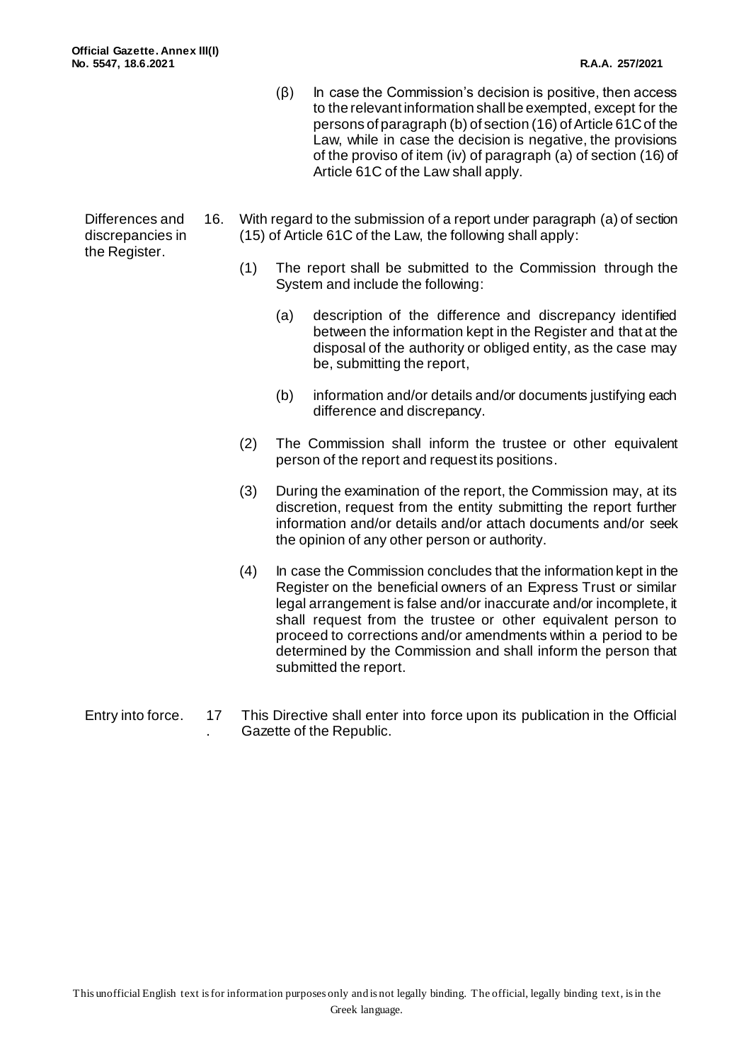(β) In case the Commission's decision is positive, then access to the relevant information shall be exempted, except for the persons of paragraph (b) of section (16) of Article 61C of the Law, while in case the decision is negative, the provisions of the proviso of item (iv) of paragraph (a) of section (16) of Article 61C of the Law shall apply.

Differences and discrepancies in the Register.

16. With regard to the submission of a report under paragraph (a) of section (15) of Article 61C of the Law, the following shall apply:

(1) The report shall be submitted to the Commission through the System and include the following:

(a) description of the difference and discrepancy identified between the information kept in the Register and that at the disposal of the authority or obliged entity, as the case may be, submitting the report,

(b) information and/or details and/or documents justifying each difference and discrepancy.

(2) The Commission shall inform the trustee or other equivalent person of the report and request its positions.

(3) During the examination of the report, the Commission may, at its discretion, request from the entity submitting the report further information and/or details and/or attach documents and/or seek the opinion of any other person or authority.

(4) In case the Commission concludes that the information kept in the Register on the beneficial owners of an Express Trust or similar legal arrangement is false and/or inaccurate and/or incomplete, it shall request from the trustee or other equivalent person to proceed to corrections and/or amendments within a period to be determined by the Commission and shall inform the person that submitted the report.

Entry into force.

17. This Directive shall enter into force upon its publication in the Official Gazette of the Republic.